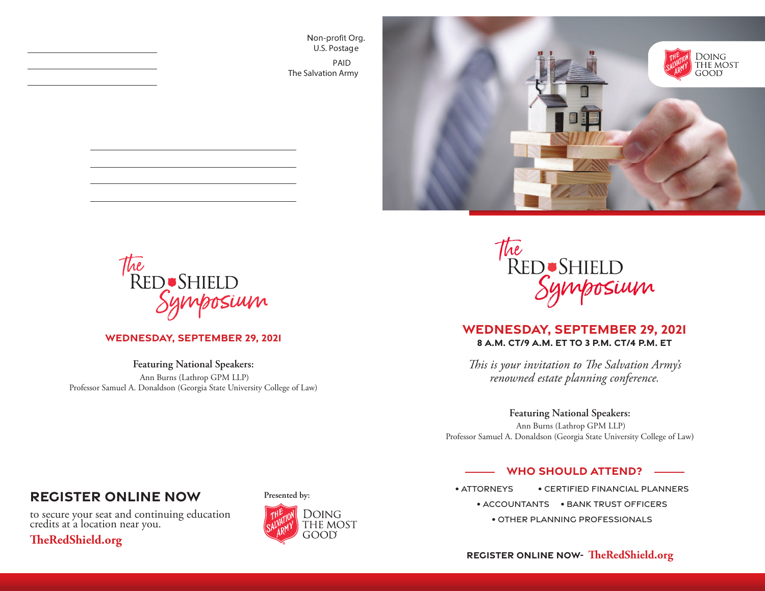Non-profit Org.
U.S. Postage
PAID
The Salvation Army

# The Red Shield Symposium

**WEDNESDAY, SEPTEMBER 29, 2021**

**Featuring National Speakers:**
Ann Burns (Lathrop GPM LLP)
Professor Samuel A. Donaldson (Georgia State University College of Law)

## REGISTER ONLINE NOW

to secure your seat and continuing education credits at a location near you.

**TheRedShield.org**

Presented by:
The Salvation Army — Doing the Most Good

The Salvation Army — Doing the Most Good

# The Red Shield Symposium

**WEDNESDAY, SEPTEMBER 29, 2021**
**8 A.M. CT/9 A.M. ET TO 3 P.M. CT/4 P.M. ET**

*This is your invitation to The Salvation Army's renowned estate planning conference.*

**Featuring National Speakers:**
Ann Burns (Lathrop GPM LLP)
Professor Samuel A. Donaldson (Georgia State University College of Law)

## WHO SHOULD ATTEND?

- ATTORNEYS
- CERTIFIED FINANCIAL PLANNERS
- ACCOUNTANTS
- BANK TRUST OFFICERS
- OTHER PLANNING PROFESSIONALS

**REGISTER ONLINE NOW- TheRedShield.org**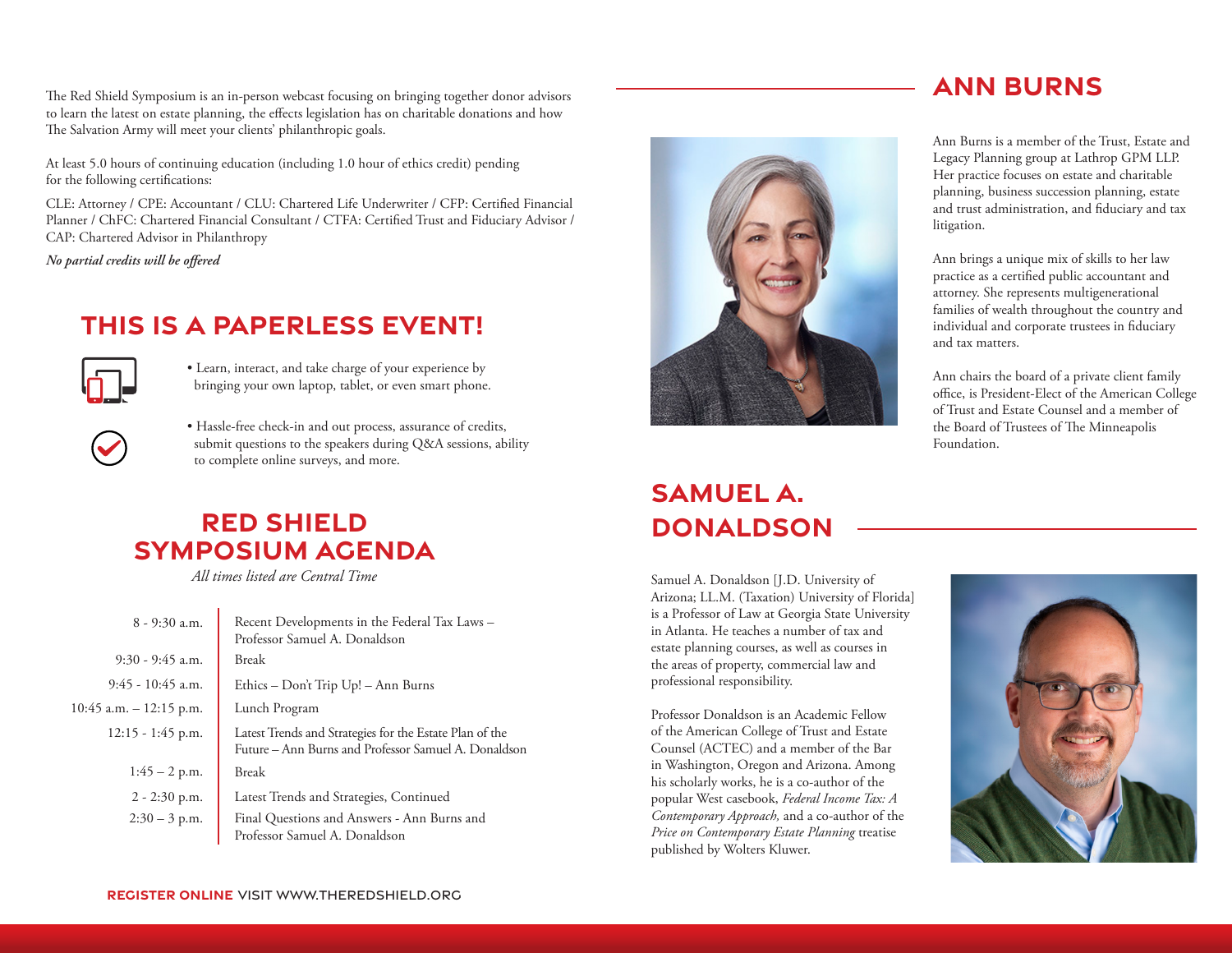The Red Shield Symposium is an in-person webcast focusing on bringing together donor advisors to learn the latest on estate planning, the effects legislation has on charitable donations and how The Salvation Army will meet your clients' philanthropic goals.

At least 5.0 hours of continuing education (including 1.0 hour of ethics credit) pending for the following certifications:

CLE: Attorney / CPE: Accountant / CLU: Chartered Life Underwriter / CFP: Certified Financial Planner / ChFC: Chartered Financial Consultant / CTFA: Certified Trust and Fiduciary Advisor / CAP: Chartered Advisor in Philanthropy

***No partial credits will be offered***

## THIS IS A PAPERLESS EVENT!

- Learn, interact, and take charge of your experience by bringing your own laptop, tablet, or even smart phone.
- Hassle-free check-in and out process, assurance of credits, submit questions to the speakers during Q&A sessions, ability to complete online surveys, and more.

## RED SHIELD SYMPOSIUM AGENDA

*All times listed are Central Time*

| | |
|---|---|
| 8 - 9:30 a.m. | Recent Developments in the Federal Tax Laws – Professor Samuel A. Donaldson |
| 9:30 - 9:45 a.m. | Break |
| 9:45 - 10:45 a.m. | Ethics – Don't Trip Up! – Ann Burns |
| 10:45 a.m. – 12:15 p.m. | Lunch Program |
| 12:15 - 1:45 p.m. | Latest Trends and Strategies for the Estate Plan of the Future – Ann Burns and Professor Samuel A. Donaldson |
| 1:45 – 2 p.m. | Break |
| 2 - 2:30 p.m. | Latest Trends and Strategies, Continued |
| 2:30 – 3 p.m. | Final Questions and Answers - Ann Burns and Professor Samuel A. Donaldson |

**REGISTER ONLINE** VISIT WWW.THEREDSHIELD.ORG

## ANN BURNS

Ann Burns is a member of the Trust, Estate and Legacy Planning group at Lathrop GPM LLP. Her practice focuses on estate and charitable planning, business succession planning, estate and trust administration, and fiduciary and tax litigation.

Ann brings a unique mix of skills to her law practice as a certified public accountant and attorney. She represents multigenerational families of wealth throughout the country and individual and corporate trustees in fiduciary and tax matters.

Ann chairs the board of a private client family office, is President-Elect of the American College of Trust and Estate Counsel and a member of the Board of Trustees of The Minneapolis Foundation.

## SAMUEL A. DONALDSON

Samuel A. Donaldson [J.D. University of Arizona; LL.M. (Taxation) University of Florida] is a Professor of Law at Georgia State University in Atlanta. He teaches a number of tax and estate planning courses, as well as courses in the areas of property, commercial law and professional responsibility.

Professor Donaldson is an Academic Fellow of the American College of Trust and Estate Counsel (ACTEC) and a member of the Bar in Washington, Oregon and Arizona. Among his scholarly works, he is a co-author of the popular West casebook, *Federal Income Tax: A Contemporary Approach,* and a co-author of the *Price on Contemporary Estate Planning* treatise published by Wolters Kluwer.